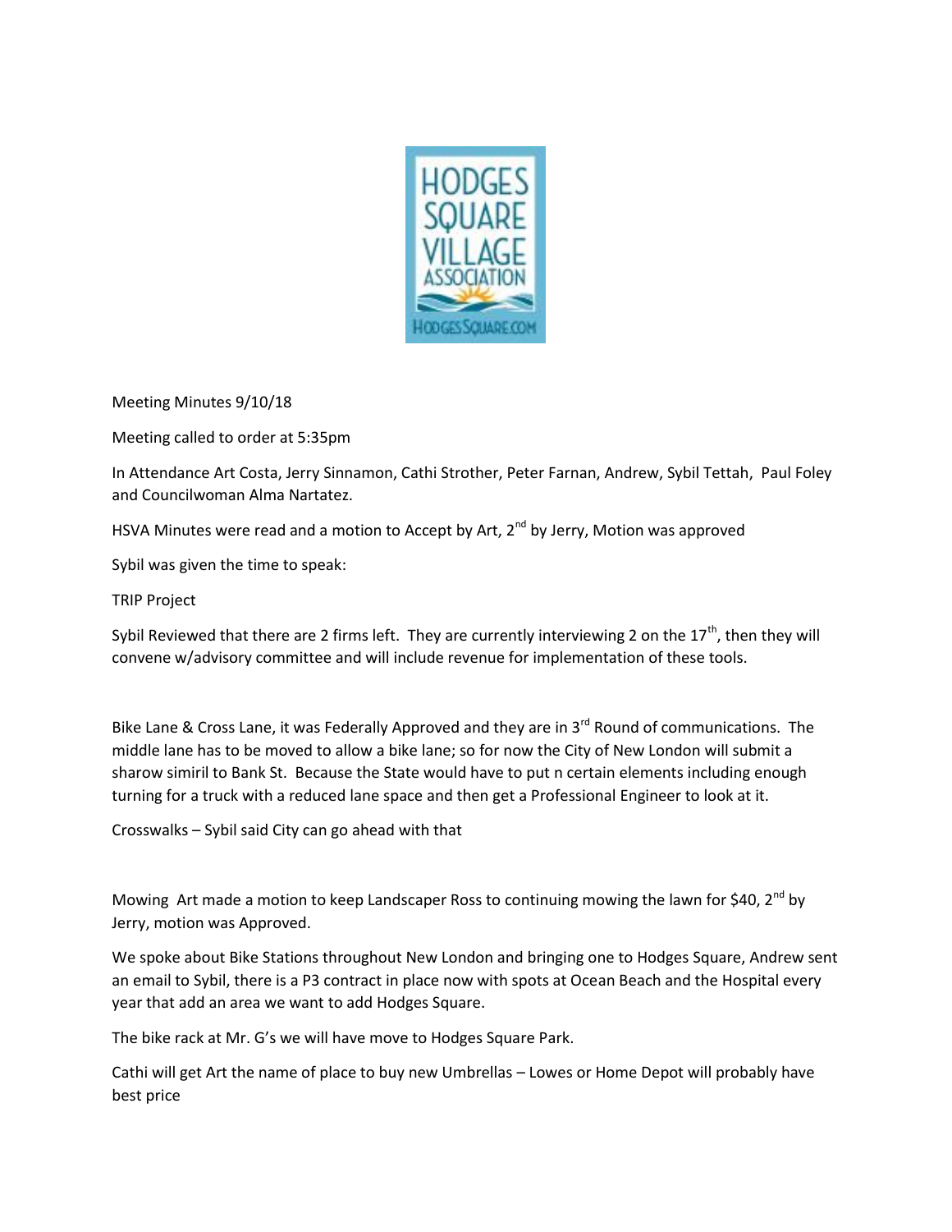Meeting Minutes 9/10/18

Meeting called to order at 5:35pm

In Attendance Art Costa, Jerry Sinnamon, Cathi Strother, Peter Farnan, Andrew, Sybil Tettah, Paul Foley and Councilwoman Alma Nartatez.

HSVA Minutes were read and a motion to Accept by Art, 2nd by Jerry, Motion was approved

Sybil was given the time to speak:

TRIP Project

Sybil Reviewed that there are 2 firms left. They are currently interviewing 2 on the 17th, then they will convene w/advisory committee and will include revenue for implementation of these tools.

Bike Lane & Cross Lane, it was Federally Approved and they are in 3rd Round of communications. The middle lane has to be moved to allow a bike lane; so for now the City of New London will submit a sharow simiril to Bank St. Because the State would have to put n certain elements including enough turning for a truck with a reduced lane space and then get a Professional Engineer to look at it.

Crosswalks – Sybil said City can go ahead with that

Mowing Art made a motion to keep Landscaper Ross to continuing mowing the lawn for $40, 2nd by Jerry, motion was Approved.

We spoke about Bike Stations throughout New London and bringing one to Hodges Square, Andrew sent an email to Sybil, there is a P3 contract in place now with spots at Ocean Beach and the Hospital every year that add an area we want to add Hodges Square.

The bike rack at Mr. G's we will have move to Hodges Square Park.

Cathi will get Art the name of place to buy new Umbrellas – Lowes or Home Depot will probably have best price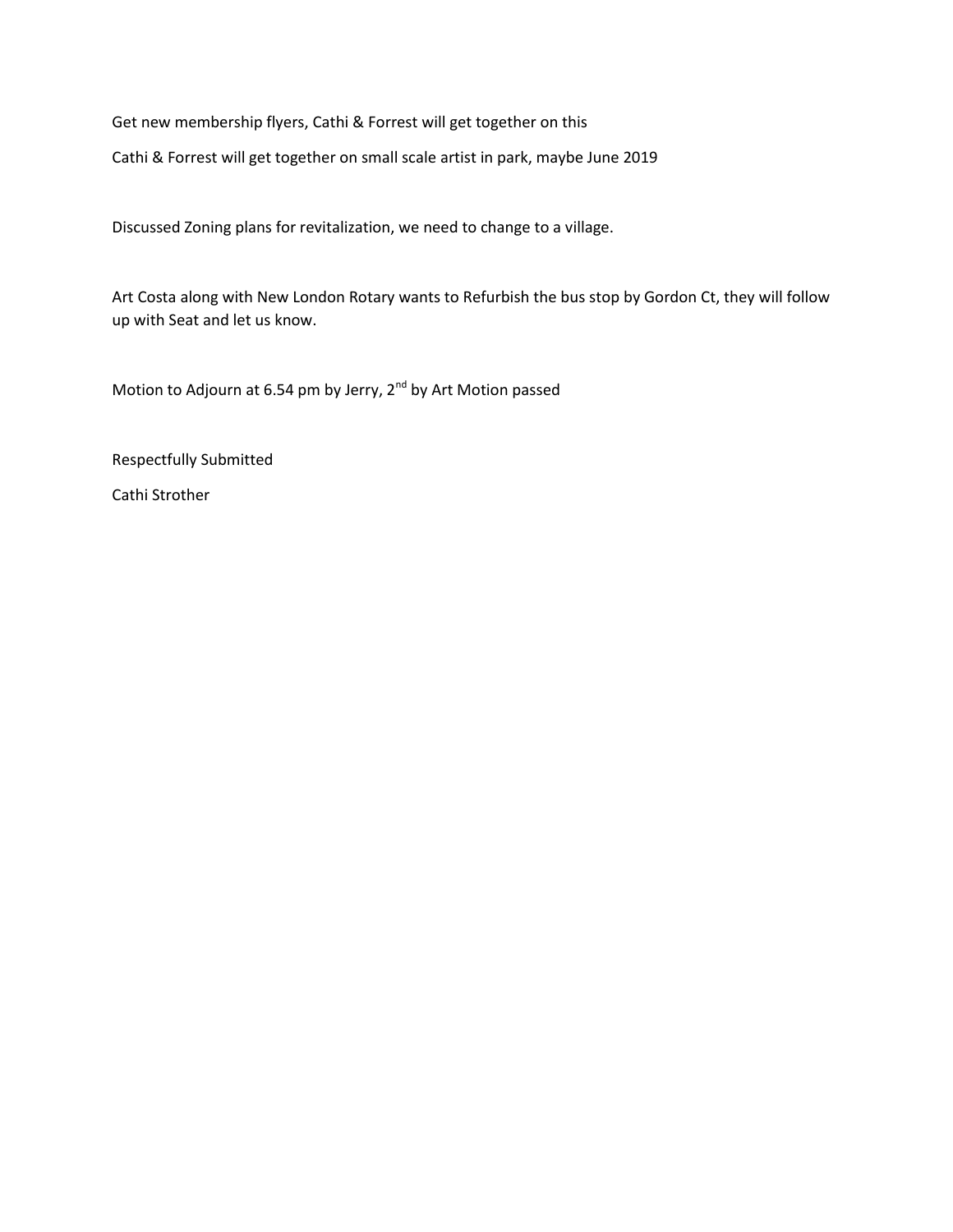Get new membership flyers, Cathi & Forrest will get together on this

Cathi & Forrest will get together on small scale artist in park, maybe June 2019

Discussed Zoning plans for revitalization, we need to change to a village.

Art Costa along with New London Rotary wants to Refurbish the bus stop by Gordon Ct, they will follow up with Seat and let us know.

Motion to Adjourn at 6.54 pm by Jerry, 2nd by Art Motion passed

Respectfully Submitted

Cathi Strother